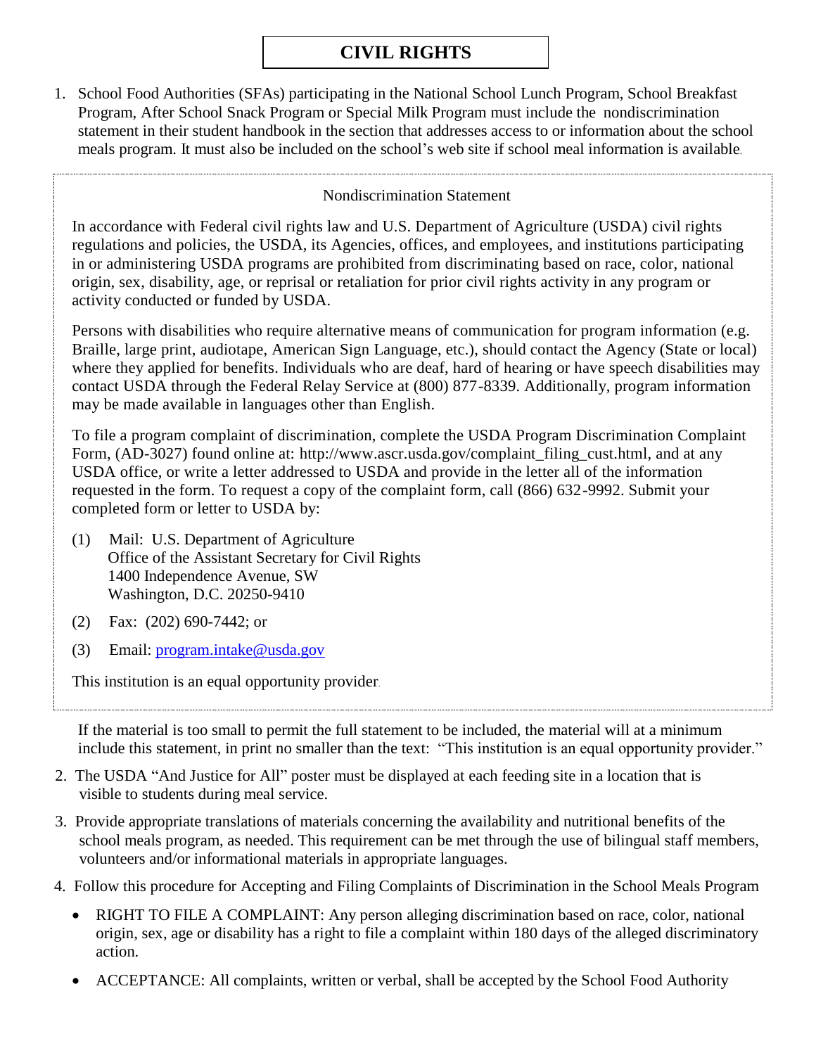# CIVIL RIGHTS

1. School Food Authorities (SFAs) participating in the National School Lunch Program, School Breakfast Program, After School Snack Program or Special Milk Program must include the nondiscrimination statement in their student handbook in the section that addresses access to or information about the school meals program. It must also be included on the school's web site if school meal information is available.

> Nondiscrimination Statement
>
> In accordance with Federal civil rights law and U.S. Department of Agriculture (USDA) civil rights regulations and policies, the USDA, its Agencies, offices, and employees, and institutions participating in or administering USDA programs are prohibited from discriminating based on race, color, national origin, sex, disability, age, or reprisal or retaliation for prior civil rights activity in any program or activity conducted or funded by USDA.
>
> Persons with disabilities who require alternative means of communication for program information (e.g. Braille, large print, audiotape, American Sign Language, etc.), should contact the Agency (State or local) where they applied for benefits. Individuals who are deaf, hard of hearing or have speech disabilities may contact USDA through the Federal Relay Service at (800) 877-8339. Additionally, program information may be made available in languages other than English.
>
> To file a program complaint of discrimination, complete the USDA Program Discrimination Complaint Form, (AD-3027) found online at: http://www.ascr.usda.gov/complaint_filing_cust.html, and at any USDA office, or write a letter addressed to USDA and provide in the letter all of the information requested in the form. To request a copy of the complaint form, call (866) 632-9992. Submit your completed form or letter to USDA by:
>
> (1) Mail: U.S. Department of Agriculture
> Office of the Assistant Secretary for Civil Rights
> 1400 Independence Avenue, SW
> Washington, D.C. 20250-9410
>
> (2) Fax: (202) 690-7442; or
>
> (3) Email: program.intake@usda.gov
>
> This institution is an equal opportunity provider.

If the material is too small to permit the full statement to be included, the material will at a minimum include this statement, in print no smaller than the text: "This institution is an equal opportunity provider."

2. The USDA "And Justice for All" poster must be displayed at each feeding site in a location that is visible to students during meal service.

3. Provide appropriate translations of materials concerning the availability and nutritional benefits of the school meals program, as needed. This requirement can be met through the use of bilingual staff members, volunteers and/or informational materials in appropriate languages.

4. Follow this procedure for Accepting and Filing Complaints of Discrimination in the School Meals Program

   - RIGHT TO FILE A COMPLAINT: Any person alleging discrimination based on race, color, national origin, sex, age or disability has a right to file a complaint within 180 days of the alleged discriminatory action.
   - ACCEPTANCE: All complaints, written or verbal, shall be accepted by the School Food Authority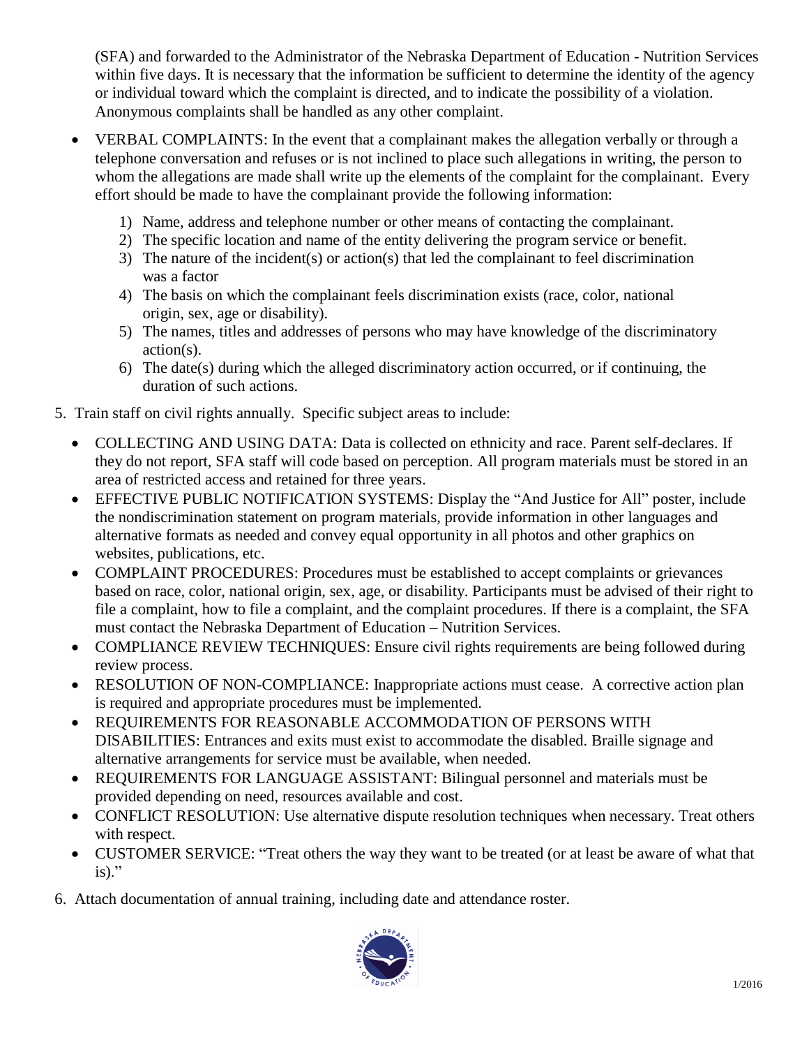(SFA) and forwarded to the Administrator of the Nebraska Department of Education - Nutrition Services within five days. It is necessary that the information be sufficient to determine the identity of the agency or individual toward which the complaint is directed, and to indicate the possibility of a violation. Anonymous complaints shall be handled as any other complaint.

- VERBAL COMPLAINTS: In the event that a complainant makes the allegation verbally or through a telephone conversation and refuses or is not inclined to place such allegations in writing, the person to whom the allegations are made shall write up the elements of the complaint for the complainant. Every effort should be made to have the complainant provide the following information:
    1) Name, address and telephone number or other means of contacting the complainant.
    2) The specific location and name of the entity delivering the program service or benefit.
    3) The nature of the incident(s) or action(s) that led the complainant to feel discrimination was a factor
    4) The basis on which the complainant feels discrimination exists (race, color, national origin, sex, age or disability).
    5) The names, titles and addresses of persons who may have knowledge of the discriminatory action(s).
    6) The date(s) during which the alleged discriminatory action occurred, or if continuing, the duration of such actions.

5. Train staff on civil rights annually. Specific subject areas to include:
    - COLLECTING AND USING DATA: Data is collected on ethnicity and race. Parent self-declares. If they do not report, SFA staff will code based on perception. All program materials must be stored in an area of restricted access and retained for three years.
    - EFFECTIVE PUBLIC NOTIFICATION SYSTEMS: Display the "And Justice for All" poster, include the nondiscrimination statement on program materials, provide information in other languages and alternative formats as needed and convey equal opportunity in all photos and other graphics on websites, publications, etc.
    - COMPLAINT PROCEDURES: Procedures must be established to accept complaints or grievances based on race, color, national origin, sex, age, or disability. Participants must be advised of their right to file a complaint, how to file a complaint, and the complaint procedures. If there is a complaint, the SFA must contact the Nebraska Department of Education – Nutrition Services.
    - COMPLIANCE REVIEW TECHNIQUES: Ensure civil rights requirements are being followed during review process.
    - RESOLUTION OF NON-COMPLIANCE: Inappropriate actions must cease. A corrective action plan is required and appropriate procedures must be implemented.
    - REQUIREMENTS FOR REASONABLE ACCOMMODATION OF PERSONS WITH DISABILITIES: Entrances and exits must exist to accommodate the disabled. Braille signage and alternative arrangements for service must be available, when needed.
    - REQUIREMENTS FOR LANGUAGE ASSISTANT: Bilingual personnel and materials must be provided depending on need, resources available and cost.
    - CONFLICT RESOLUTION: Use alternative dispute resolution techniques when necessary. Treat others with respect.
    - CUSTOMER SERVICE: "Treat others the way they want to be treated (or at least be aware of what that is)."

6. Attach documentation of annual training, including date and attendance roster.

1/2016